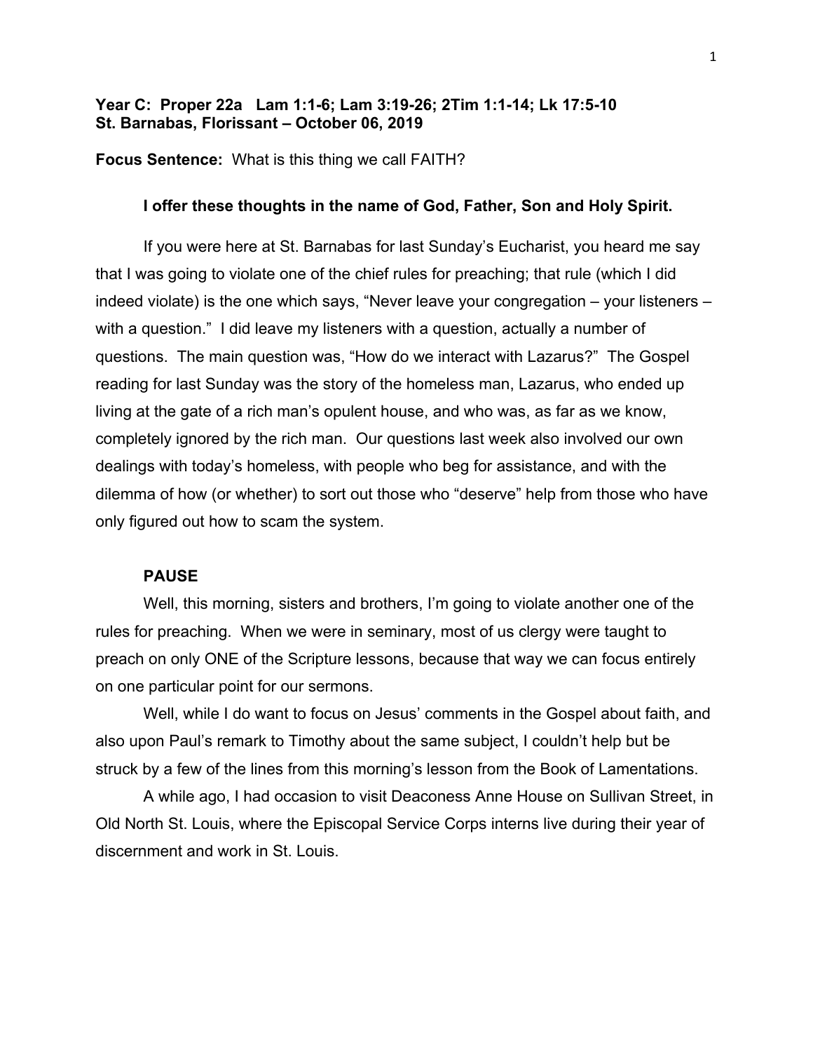**Year C: Proper 22a Lam 1:1-6; Lam 3:19-26; 2Tim 1:1-14; Lk 17:5-10**
**St. Barnabas, Florissant – October 06, 2019**

**Focus Sentence:** What is this thing we call FAITH?

**I offer these thoughts in the name of God, Father, Son and Holy Spirit.**

If you were here at St. Barnabas for last Sunday's Eucharist, you heard me say that I was going to violate one of the chief rules for preaching; that rule (which I did indeed violate) is the one which says, "Never leave your congregation – your listeners – with a question." I did leave my listeners with a question, actually a number of questions. The main question was, "How do we interact with Lazarus?" The Gospel reading for last Sunday was the story of the homeless man, Lazarus, who ended up living at the gate of a rich man's opulent house, and who was, as far as we know, completely ignored by the rich man. Our questions last week also involved our own dealings with today's homeless, with people who beg for assistance, and with the dilemma of how (or whether) to sort out those who "deserve" help from those who have only figured out how to scam the system.

**PAUSE**

Well, this morning, sisters and brothers, I'm going to violate another one of the rules for preaching. When we were in seminary, most of us clergy were taught to preach on only ONE of the Scripture lessons, because that way we can focus entirely on one particular point for our sermons.

Well, while I do want to focus on Jesus' comments in the Gospel about faith, and also upon Paul's remark to Timothy about the same subject, I couldn't help but be struck by a few of the lines from this morning's lesson from the Book of Lamentations.

A while ago, I had occasion to visit Deaconess Anne House on Sullivan Street, in Old North St. Louis, where the Episcopal Service Corps interns live during their year of discernment and work in St. Louis.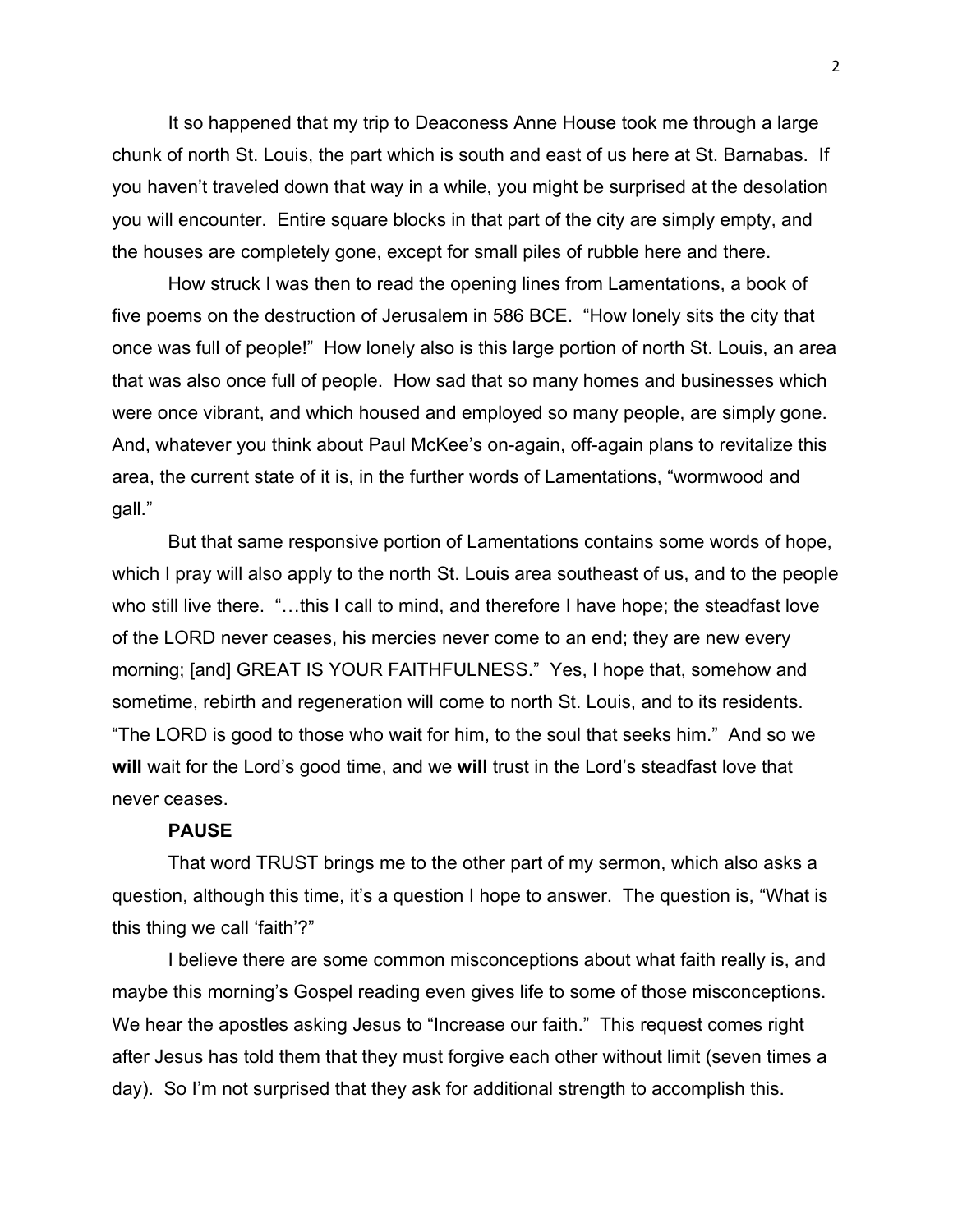It so happened that my trip to Deaconess Anne House took me through a large chunk of north St. Louis, the part which is south and east of us here at St. Barnabas. If you haven't traveled down that way in a while, you might be surprised at the desolation you will encounter. Entire square blocks in that part of the city are simply empty, and the houses are completely gone, except for small piles of rubble here and there.

How struck I was then to read the opening lines from Lamentations, a book of five poems on the destruction of Jerusalem in 586 BCE. "How lonely sits the city that once was full of people!" How lonely also is this large portion of north St. Louis, an area that was also once full of people. How sad that so many homes and businesses which were once vibrant, and which housed and employed so many people, are simply gone. And, whatever you think about Paul McKee's on-again, off-again plans to revitalize this area, the current state of it is, in the further words of Lamentations, "wormwood and gall."

But that same responsive portion of Lamentations contains some words of hope, which I pray will also apply to the north St. Louis area southeast of us, and to the people who still live there. "…this I call to mind, and therefore I have hope; the steadfast love of the LORD never ceases, his mercies never come to an end; they are new every morning; [and] GREAT IS YOUR FAITHFULNESS." Yes, I hope that, somehow and sometime, rebirth and regeneration will come to north St. Louis, and to its residents. "The LORD is good to those who wait for him, to the soul that seeks him." And so we **will** wait for the Lord's good time, and we **will** trust in the Lord's steadfast love that never ceases.

**PAUSE**

That word TRUST brings me to the other part of my sermon, which also asks a question, although this time, it's a question I hope to answer. The question is, "What is this thing we call 'faith'?"

I believe there are some common misconceptions about what faith really is, and maybe this morning's Gospel reading even gives life to some of those misconceptions. We hear the apostles asking Jesus to "Increase our faith." This request comes right after Jesus has told them that they must forgive each other without limit (seven times a day). So I'm not surprised that they ask for additional strength to accomplish this.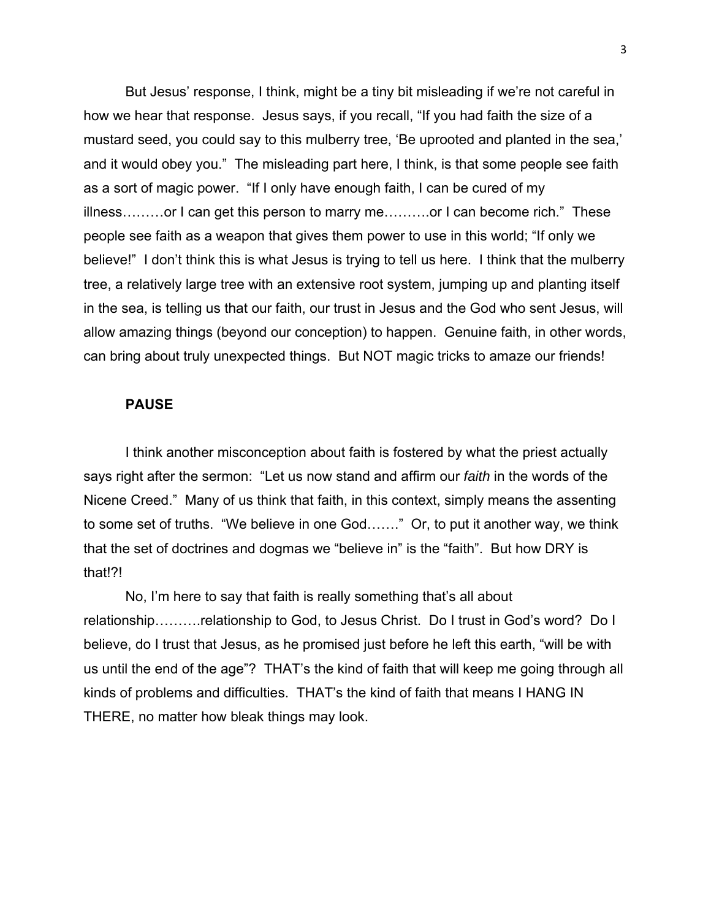But Jesus' response, I think, might be a tiny bit misleading if we're not careful in how we hear that response. Jesus says, if you recall, "If you had faith the size of a mustard seed, you could say to this mulberry tree, 'Be uprooted and planted in the sea,' and it would obey you." The misleading part here, I think, is that some people see faith as a sort of magic power. "If I only have enough faith, I can be cured of my illness………or I can get this person to marry me……….or I can become rich." These people see faith as a weapon that gives them power to use in this world; "If only we believe!" I don't think this is what Jesus is trying to tell us here. I think that the mulberry tree, a relatively large tree with an extensive root system, jumping up and planting itself in the sea, is telling us that our faith, our trust in Jesus and the God who sent Jesus, will allow amazing things (beyond our conception) to happen. Genuine faith, in other words, can bring about truly unexpected things. But NOT magic tricks to amaze our friends!

**PAUSE**

I think another misconception about faith is fostered by what the priest actually says right after the sermon: "Let us now stand and affirm our *faith* in the words of the Nicene Creed." Many of us think that faith, in this context, simply means the assenting to some set of truths. "We believe in one God……." Or, to put it another way, we think that the set of doctrines and dogmas we "believe in" is the "faith". But how DRY is that!?!

No, I'm here to say that faith is really something that's all about relationship……….relationship to God, to Jesus Christ. Do I trust in God's word? Do I believe, do I trust that Jesus, as he promised just before he left this earth, "will be with us until the end of the age"? THAT's the kind of faith that will keep me going through all kinds of problems and difficulties. THAT's the kind of faith that means I HANG IN THERE, no matter how bleak things may look.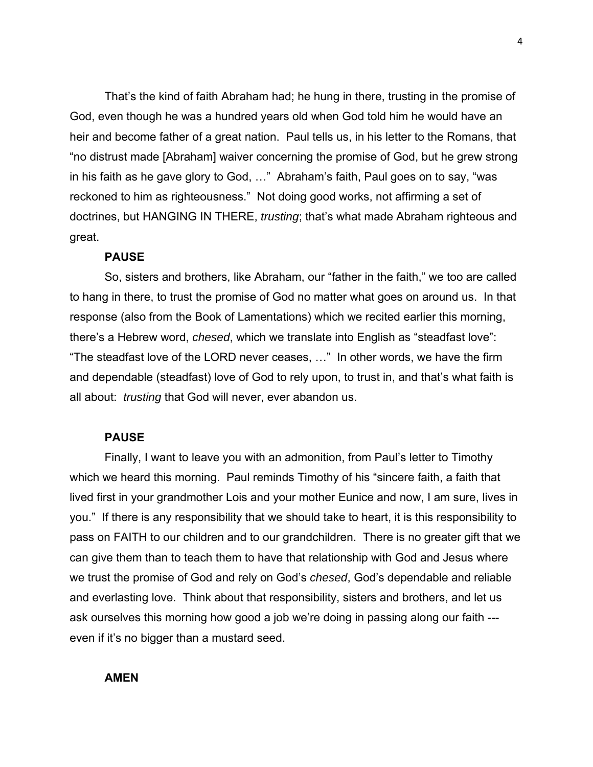That's the kind of faith Abraham had; he hung in there, trusting in the promise of God, even though he was a hundred years old when God told him he would have an heir and become father of a great nation. Paul tells us, in his letter to the Romans, that "no distrust made [Abraham] waiver concerning the promise of God, but he grew strong in his faith as he gave glory to God, …" Abraham's faith, Paul goes on to say, "was reckoned to him as righteousness." Not doing good works, not affirming a set of doctrines, but HANGING IN THERE, *trusting*; that's what made Abraham righteous and great.

**PAUSE**

So, sisters and brothers, like Abraham, our "father in the faith," we too are called to hang in there, to trust the promise of God no matter what goes on around us. In that response (also from the Book of Lamentations) which we recited earlier this morning, there's a Hebrew word, *chesed*, which we translate into English as "steadfast love": "The steadfast love of the LORD never ceases, …" In other words, we have the firm and dependable (steadfast) love of God to rely upon, to trust in, and that's what faith is all about: *trusting* that God will never, ever abandon us.

**PAUSE**

Finally, I want to leave you with an admonition, from Paul's letter to Timothy which we heard this morning. Paul reminds Timothy of his "sincere faith, a faith that lived first in your grandmother Lois and your mother Eunice and now, I am sure, lives in you." If there is any responsibility that we should take to heart, it is this responsibility to pass on FAITH to our children and to our grandchildren. There is no greater gift that we can give them than to teach them to have that relationship with God and Jesus where we trust the promise of God and rely on God's *chesed*, God's dependable and reliable and everlasting love. Think about that responsibility, sisters and brothers, and let us ask ourselves this morning how good a job we're doing in passing along our faith --- even if it's no bigger than a mustard seed.

**AMEN**